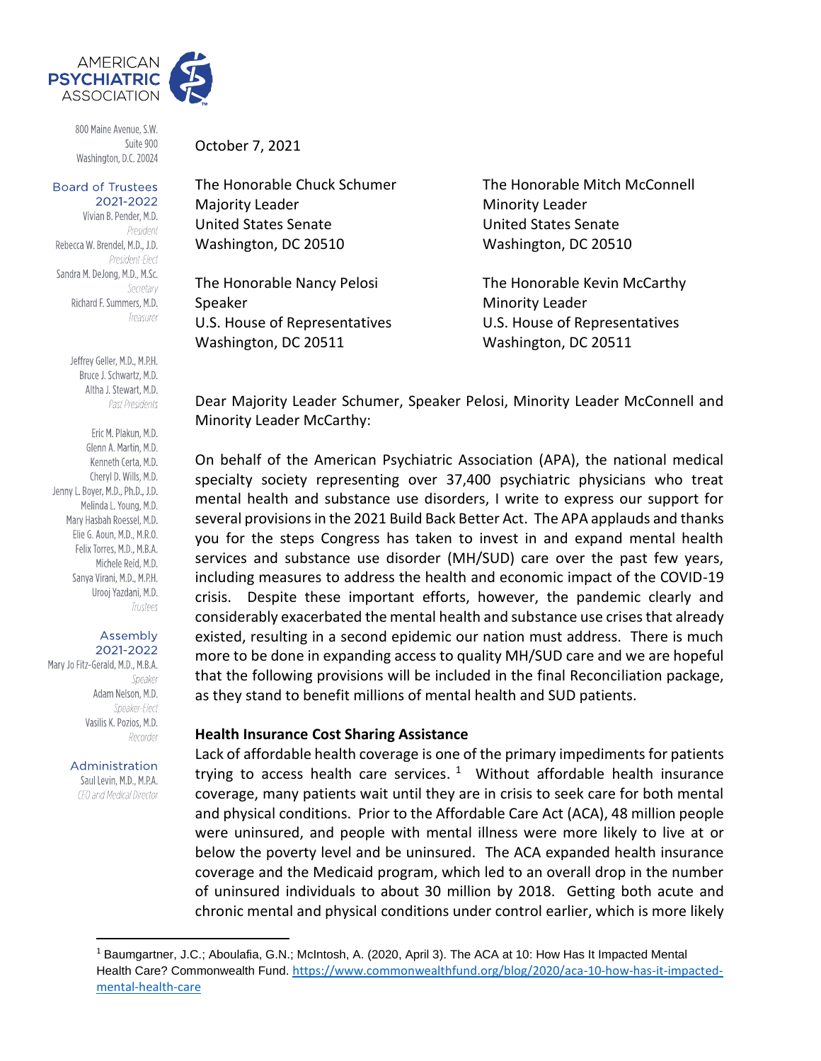AMERICAN PSYCHIATRIC ASSOCIATION

800 Maine Avenue, S.W.
Suite 900
Washington, D.C. 20024

**Board of Trustees 2021-2022**
Vivian B. Pender, M.D.
*President*
Rebecca W. Brendel, M.D., J.D.
*President-Elect*
Sandra M. DeJong, M.D., M.Sc.
*Secretary*
Richard F. Summers, M.D.
*Treasurer*

Jeffrey Geller, M.D., M.P.H.
Bruce J. Schwartz, M.D.
Altha J. Stewart, M.D.
*Past Presidents*

Eric M. Plakun, M.D.
Glenn A. Martin, M.D.
Kenneth Certa, M.D.
Cheryl D. Wills, M.D.
Jenny L. Boyer, M.D., Ph.D., J.D.
Melinda L. Young, M.D.
Mary Hasbah Roessel, M.D.
Elie G. Aoun, M.D., M.R.O.
Felix Torres, M.D., M.B.A.
Michele Reid, M.D.
Sanya Virani, M.D., M.P.H.
Urooj Yazdani, M.D.
*Trustees*

**Assembly 2021-2022**
Mary Jo Fitz-Gerald, M.D., M.B.A.
*Speaker*
Adam Nelson, M.D.
*Speaker-Elect*
Vasilis K. Pozios, M.D.
*Recorder*

**Administration**
Saul Levin, M.D., M.P.A.
*CEO and Medical Director*

October 7, 2021

The Honorable Chuck Schumer
Majority Leader
United States Senate
Washington, DC 20510

The Honorable Mitch McConnell
Minority Leader
United States Senate
Washington, DC 20510

The Honorable Nancy Pelosi
Speaker
U.S. House of Representatives
Washington, DC 20511

The Honorable Kevin McCarthy
Minority Leader
U.S. House of Representatives
Washington, DC 20511

Dear Majority Leader Schumer, Speaker Pelosi, Minority Leader McConnell and Minority Leader McCarthy:

On behalf of the American Psychiatric Association (APA), the national medical specialty society representing over 37,400 psychiatric physicians who treat mental health and substance use disorders, I write to express our support for several provisions in the 2021 Build Back Better Act. The APA applauds and thanks you for the steps Congress has taken to invest in and expand mental health services and substance use disorder (MH/SUD) care over the past few years, including measures to address the health and economic impact of the COVID-19 crisis. Despite these important efforts, however, the pandemic clearly and considerably exacerbated the mental health and substance use crises that already existed, resulting in a second epidemic our nation must address. There is much more to be done in expanding access to quality MH/SUD care and we are hopeful that the following provisions will be included in the final Reconciliation package, as they stand to benefit millions of mental health and SUD patients.

**Health Insurance Cost Sharing Assistance**

Lack of affordable health coverage is one of the primary impediments for patients trying to access health care services.[1] Without affordable health insurance coverage, many patients wait until they are in crisis to seek care for both mental and physical conditions. Prior to the Affordable Care Act (ACA), 48 million people were uninsured, and people with mental illness were more likely to live at or below the poverty level and be uninsured. The ACA expanded health insurance coverage and the Medicaid program, which led to an overall drop in the number of uninsured individuals to about 30 million by 2018. Getting both acute and chronic mental and physical conditions under control earlier, which is more likely

[1] Baumgartner, J.C.; Aboulafia, G.N.; McIntosh, A. (2020, April 3). The ACA at 10: How Has It Impacted Mental Health Care? Commonwealth Fund. https://www.commonwealthfund.org/blog/2020/aca-10-how-has-it-impacted-mental-health-care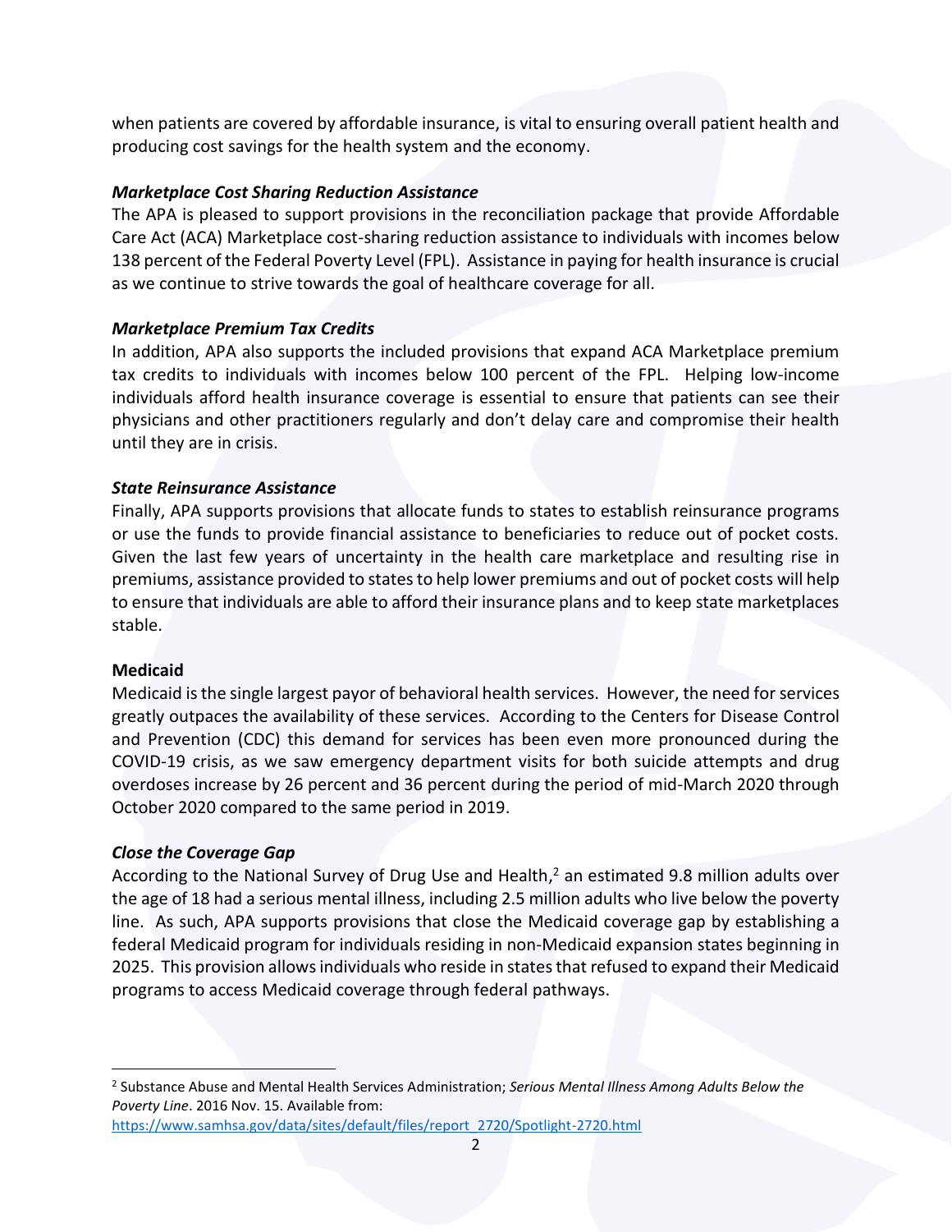when patients are covered by affordable insurance, is vital to ensuring overall patient health and producing cost savings for the health system and the economy.

***Marketplace Cost Sharing Reduction Assistance***

The APA is pleased to support provisions in the reconciliation package that provide Affordable Care Act (ACA) Marketplace cost-sharing reduction assistance to individuals with incomes below 138 percent of the Federal Poverty Level (FPL). Assistance in paying for health insurance is crucial as we continue to strive towards the goal of healthcare coverage for all.

***Marketplace Premium Tax Credits***

In addition, APA also supports the included provisions that expand ACA Marketplace premium tax credits to individuals with incomes below 100 percent of the FPL. Helping low-income individuals afford health insurance coverage is essential to ensure that patients can see their physicians and other practitioners regularly and don't delay care and compromise their health until they are in crisis.

***State Reinsurance Assistance***

Finally, APA supports provisions that allocate funds to states to establish reinsurance programs or use the funds to provide financial assistance to beneficiaries to reduce out of pocket costs. Given the last few years of uncertainty in the health care marketplace and resulting rise in premiums, assistance provided to states to help lower premiums and out of pocket costs will help to ensure that individuals are able to afford their insurance plans and to keep state marketplaces stable.

**Medicaid**

Medicaid is the single largest payor of behavioral health services. However, the need for services greatly outpaces the availability of these services. According to the Centers for Disease Control and Prevention (CDC) this demand for services has been even more pronounced during the COVID-19 crisis, as we saw emergency department visits for both suicide attempts and drug overdoses increase by 26 percent and 36 percent during the period of mid-March 2020 through October 2020 compared to the same period in 2019.

***Close the Coverage Gap***

According to the National Survey of Drug Use and Health,[2] an estimated 9.8 million adults over the age of 18 had a serious mental illness, including 2.5 million adults who live below the poverty line. As such, APA supports provisions that close the Medicaid coverage gap by establishing a federal Medicaid program for individuals residing in non-Medicaid expansion states beginning in 2025. This provision allows individuals who reside in states that refused to expand their Medicaid programs to access Medicaid coverage through federal pathways.

---

[2] Substance Abuse and Mental Health Services Administration; *Serious Mental Illness Among Adults Below the Poverty Line*. 2016 Nov. 15. Available from: https://www.samhsa.gov/data/sites/default/files/report_2720/Spotlight-2720.html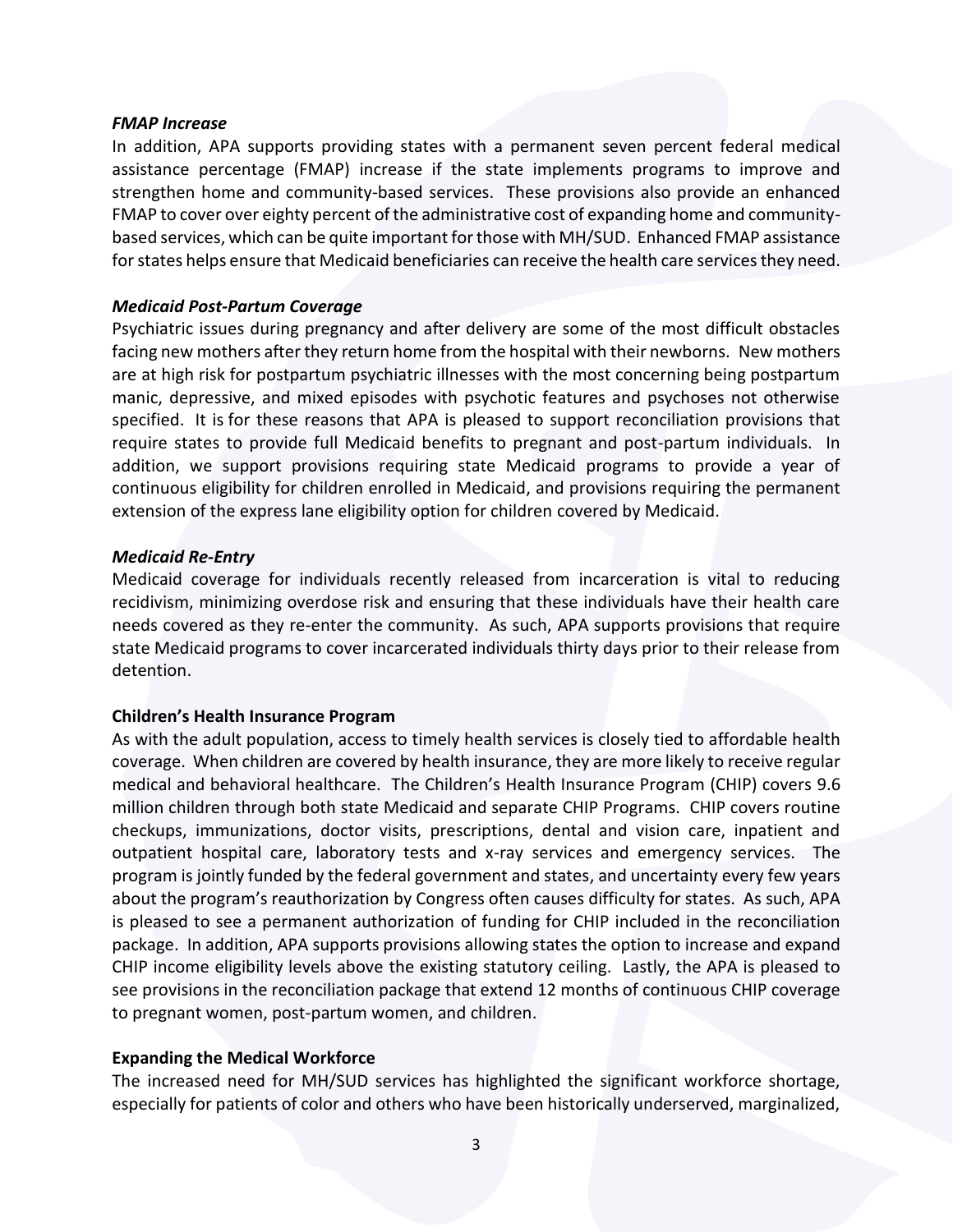***FMAP Increase***

In addition, APA supports providing states with a permanent seven percent federal medical assistance percentage (FMAP) increase if the state implements programs to improve and strengthen home and community-based services. These provisions also provide an enhanced FMAP to cover over eighty percent of the administrative cost of expanding home and community-based services, which can be quite important for those with MH/SUD. Enhanced FMAP assistance for states helps ensure that Medicaid beneficiaries can receive the health care services they need.

***Medicaid Post-Partum Coverage***

Psychiatric issues during pregnancy and after delivery are some of the most difficult obstacles facing new mothers after they return home from the hospital with their newborns. New mothers are at high risk for postpartum psychiatric illnesses with the most concerning being postpartum manic, depressive, and mixed episodes with psychotic features and psychoses not otherwise specified. It is for these reasons that APA is pleased to support reconciliation provisions that require states to provide full Medicaid benefits to pregnant and post-partum individuals. In addition, we support provisions requiring state Medicaid programs to provide a year of continuous eligibility for children enrolled in Medicaid, and provisions requiring the permanent extension of the express lane eligibility option for children covered by Medicaid.

***Medicaid Re-Entry***

Medicaid coverage for individuals recently released from incarceration is vital to reducing recidivism, minimizing overdose risk and ensuring that these individuals have their health care needs covered as they re-enter the community. As such, APA supports provisions that require state Medicaid programs to cover incarcerated individuals thirty days prior to their release from detention.

**Children's Health Insurance Program**

As with the adult population, access to timely health services is closely tied to affordable health coverage. When children are covered by health insurance, they are more likely to receive regular medical and behavioral healthcare. The Children's Health Insurance Program (CHIP) covers 9.6 million children through both state Medicaid and separate CHIP Programs. CHIP covers routine checkups, immunizations, doctor visits, prescriptions, dental and vision care, inpatient and outpatient hospital care, laboratory tests and x-ray services and emergency services. The program is jointly funded by the federal government and states, and uncertainty every few years about the program's reauthorization by Congress often causes difficulty for states. As such, APA is pleased to see a permanent authorization of funding for CHIP included in the reconciliation package. In addition, APA supports provisions allowing states the option to increase and expand CHIP income eligibility levels above the existing statutory ceiling. Lastly, the APA is pleased to see provisions in the reconciliation package that extend 12 months of continuous CHIP coverage to pregnant women, post-partum women, and children.

**Expanding the Medical Workforce**

The increased need for MH/SUD services has highlighted the significant workforce shortage, especially for patients of color and others who have been historically underserved, marginalized,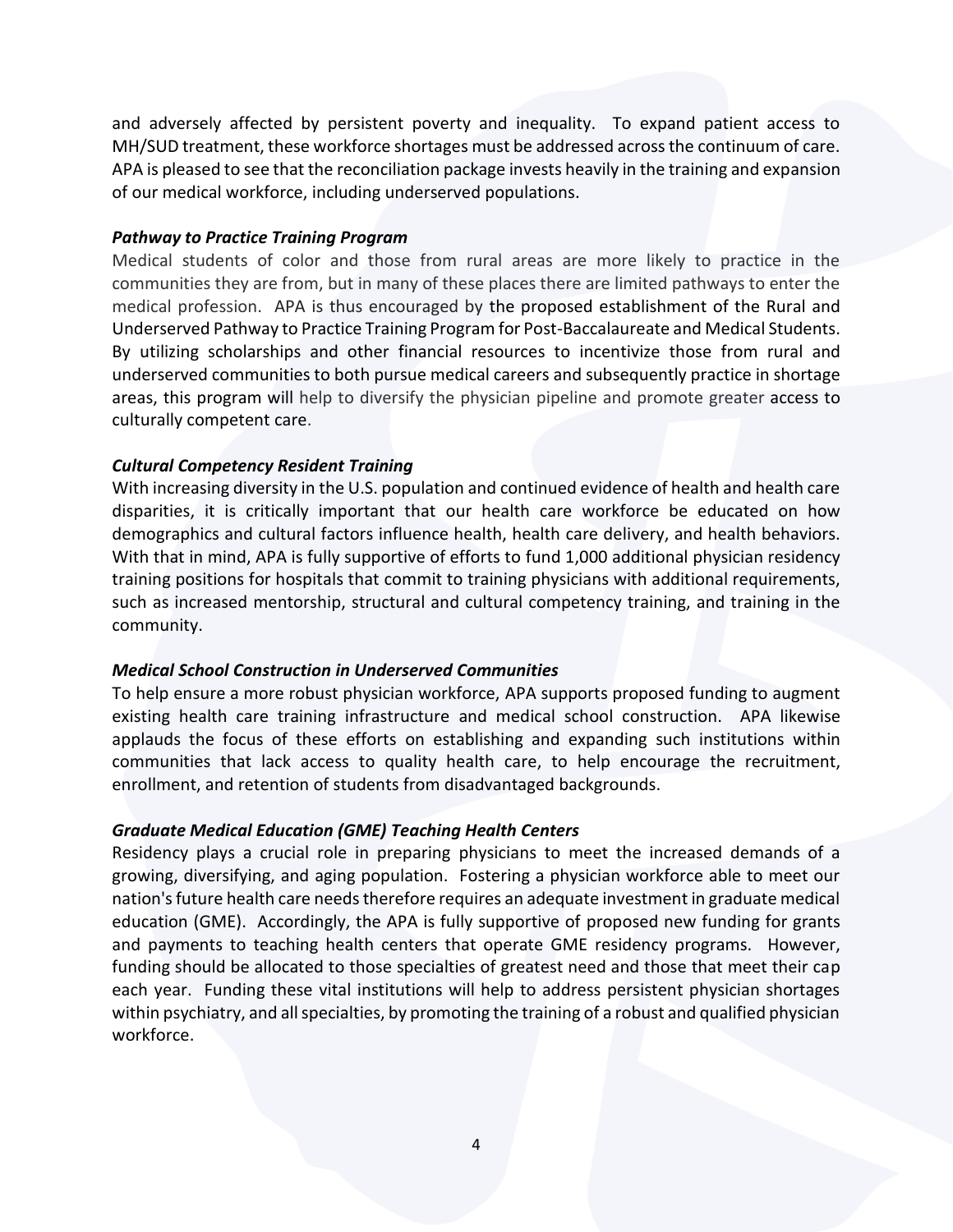and adversely affected by persistent poverty and inequality. To expand patient access to MH/SUD treatment, these workforce shortages must be addressed across the continuum of care. APA is pleased to see that the reconciliation package invests heavily in the training and expansion of our medical workforce, including underserved populations.

***Pathway to Practice Training Program***

Medical students of color and those from rural areas are more likely to practice in the communities they are from, but in many of these places there are limited pathways to enter the medical profession. APA is thus encouraged by the proposed establishment of the Rural and Underserved Pathway to Practice Training Program for Post-Baccalaureate and Medical Students. By utilizing scholarships and other financial resources to incentivize those from rural and underserved communities to both pursue medical careers and subsequently practice in shortage areas, this program will help to diversify the physician pipeline and promote greater access to culturally competent care.

***Cultural Competency Resident Training***

With increasing diversity in the U.S. population and continued evidence of health and health care disparities, it is critically important that our health care workforce be educated on how demographics and cultural factors influence health, health care delivery, and health behaviors. With that in mind, APA is fully supportive of efforts to fund 1,000 additional physician residency training positions for hospitals that commit to training physicians with additional requirements, such as increased mentorship, structural and cultural competency training, and training in the community.

***Medical School Construction in Underserved Communities***

To help ensure a more robust physician workforce, APA supports proposed funding to augment existing health care training infrastructure and medical school construction. APA likewise applauds the focus of these efforts on establishing and expanding such institutions within communities that lack access to quality health care, to help encourage the recruitment, enrollment, and retention of students from disadvantaged backgrounds.

***Graduate Medical Education (GME) Teaching Health Centers***

Residency plays a crucial role in preparing physicians to meet the increased demands of a growing, diversifying, and aging population. Fostering a physician workforce able to meet our nation's future health care needs therefore requires an adequate investment in graduate medical education (GME). Accordingly, the APA is fully supportive of proposed new funding for grants and payments to teaching health centers that operate GME residency programs. However, funding should be allocated to those specialties of greatest need and those that meet their cap each year. Funding these vital institutions will help to address persistent physician shortages within psychiatry, and all specialties, by promoting the training of a robust and qualified physician workforce.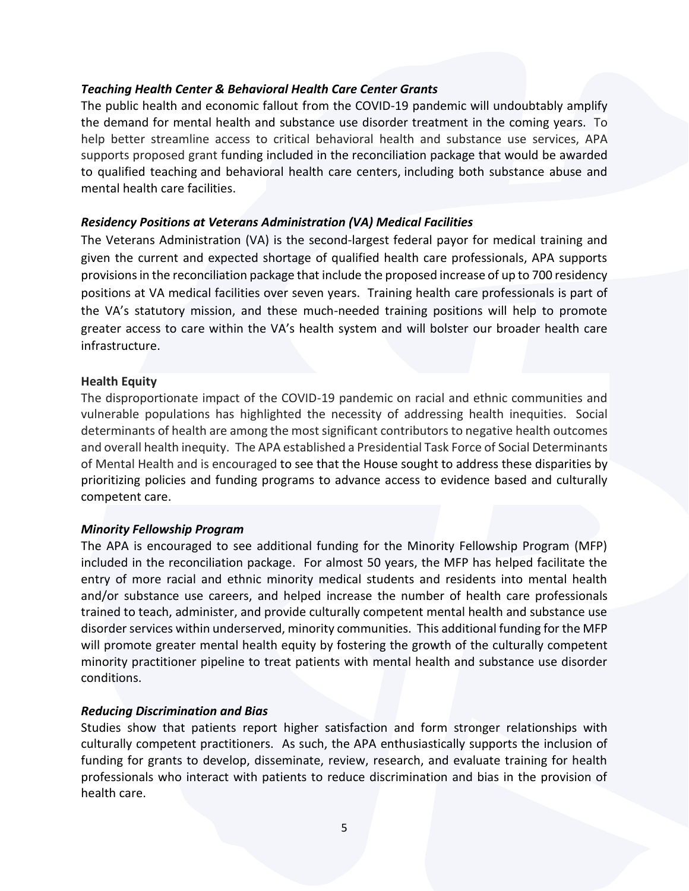***Teaching Health Center & Behavioral Health Care Center Grants***

The public health and economic fallout from the COVID-19 pandemic will undoubtably amplify the demand for mental health and substance use disorder treatment in the coming years. To help better streamline access to critical behavioral health and substance use services, APA supports proposed grant funding included in the reconciliation package that would be awarded to qualified teaching and behavioral health care centers, including both substance abuse and mental health care facilities.

***Residency Positions at Veterans Administration (VA) Medical Facilities***

The Veterans Administration (VA) is the second-largest federal payor for medical training and given the current and expected shortage of qualified health care professionals, APA supports provisions in the reconciliation package that include the proposed increase of up to 700 residency positions at VA medical facilities over seven years. Training health care professionals is part of the VA's statutory mission, and these much-needed training positions will help to promote greater access to care within the VA's health system and will bolster our broader health care infrastructure.

**Health Equity**

The disproportionate impact of the COVID-19 pandemic on racial and ethnic communities and vulnerable populations has highlighted the necessity of addressing health inequities. Social determinants of health are among the most significant contributors to negative health outcomes and overall health inequity. The APA established a Presidential Task Force of Social Determinants of Mental Health and is encouraged to see that the House sought to address these disparities by prioritizing policies and funding programs to advance access to evidence based and culturally competent care.

***Minority Fellowship Program***

The APA is encouraged to see additional funding for the Minority Fellowship Program (MFP) included in the reconciliation package. For almost 50 years, the MFP has helped facilitate the entry of more racial and ethnic minority medical students and residents into mental health and/or substance use careers, and helped increase the number of health care professionals trained to teach, administer, and provide culturally competent mental health and substance use disorder services within underserved, minority communities. This additional funding for the MFP will promote greater mental health equity by fostering the growth of the culturally competent minority practitioner pipeline to treat patients with mental health and substance use disorder conditions.

***Reducing Discrimination and Bias***

Studies show that patients report higher satisfaction and form stronger relationships with culturally competent practitioners. As such, the APA enthusiastically supports the inclusion of funding for grants to develop, disseminate, review, research, and evaluate training for health professionals who interact with patients to reduce discrimination and bias in the provision of health care.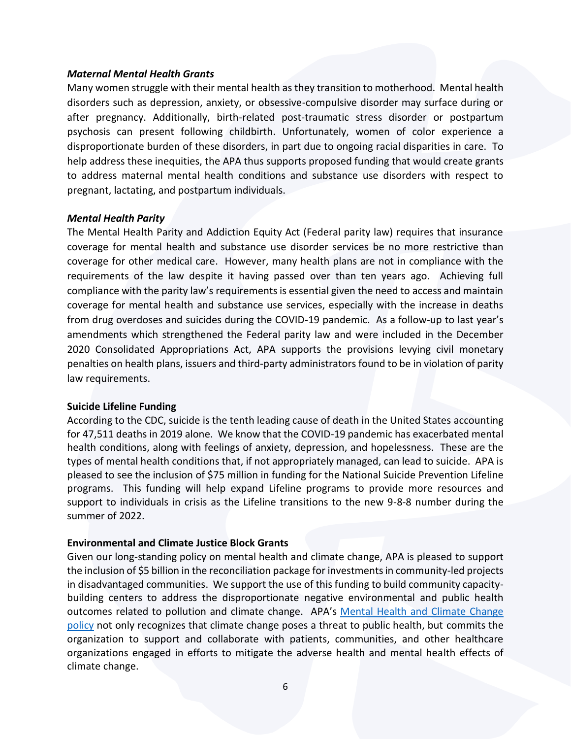***Maternal Mental Health Grants***

Many women struggle with their mental health as they transition to motherhood. Mental health disorders such as depression, anxiety, or obsessive-compulsive disorder may surface during or after pregnancy. Additionally, birth-related post-traumatic stress disorder or postpartum psychosis can present following childbirth. Unfortunately, women of color experience a disproportionate burden of these disorders, in part due to ongoing racial disparities in care. To help address these inequities, the APA thus supports proposed funding that would create grants to address maternal mental health conditions and substance use disorders with respect to pregnant, lactating, and postpartum individuals.

***Mental Health Parity***

The Mental Health Parity and Addiction Equity Act (Federal parity law) requires that insurance coverage for mental health and substance use disorder services be no more restrictive than coverage for other medical care. However, many health plans are not in compliance with the requirements of the law despite it having passed over than ten years ago. Achieving full compliance with the parity law's requirements is essential given the need to access and maintain coverage for mental health and substance use services, especially with the increase in deaths from drug overdoses and suicides during the COVID-19 pandemic. As a follow-up to last year's amendments which strengthened the Federal parity law and were included in the December 2020 Consolidated Appropriations Act, APA supports the provisions levying civil monetary penalties on health plans, issuers and third-party administrators found to be in violation of parity law requirements.

**Suicide Lifeline Funding**

According to the CDC, suicide is the tenth leading cause of death in the United States accounting for 47,511 deaths in 2019 alone. We know that the COVID-19 pandemic has exacerbated mental health conditions, along with feelings of anxiety, depression, and hopelessness. These are the types of mental health conditions that, if not appropriately managed, can lead to suicide. APA is pleased to see the inclusion of $75 million in funding for the National Suicide Prevention Lifeline programs. This funding will help expand Lifeline programs to provide more resources and support to individuals in crisis as the Lifeline transitions to the new 9-8-8 number during the summer of 2022.

**Environmental and Climate Justice Block Grants**

Given our long-standing policy on mental health and climate change, APA is pleased to support the inclusion of $5 billion in the reconciliation package for investments in community-led projects in disadvantaged communities. We support the use of this funding to build community capacity-building centers to address the disproportionate negative environmental and public health outcomes related to pollution and climate change. APA's Mental Health and Climate Change policy not only recognizes that climate change poses a threat to public health, but commits the organization to support and collaborate with patients, communities, and other healthcare organizations engaged in efforts to mitigate the adverse health and mental health effects of climate change.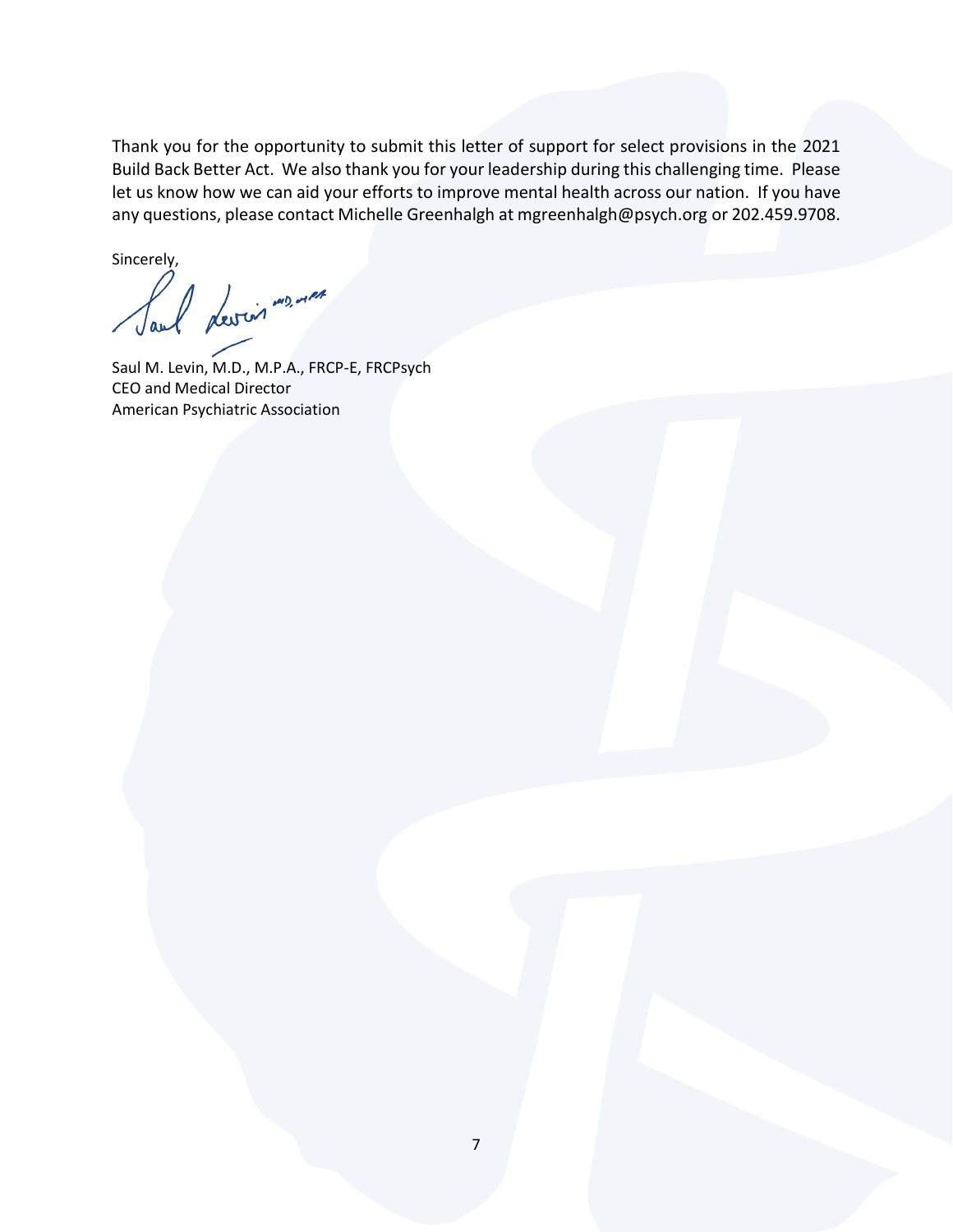Thank you for the opportunity to submit this letter of support for select provisions in the 2021 Build Back Better Act. We also thank you for your leadership during this challenging time. Please let us know how we can aid your efforts to improve mental health across our nation. If you have any questions, please contact Michelle Greenhalgh at mgreenhalgh@psych.org or 202.459.9708.

Sincerely,

Saul M. Levin, M.D., M.P.A., FRCP-E, FRCPsych
CEO and Medical Director
American Psychiatric Association